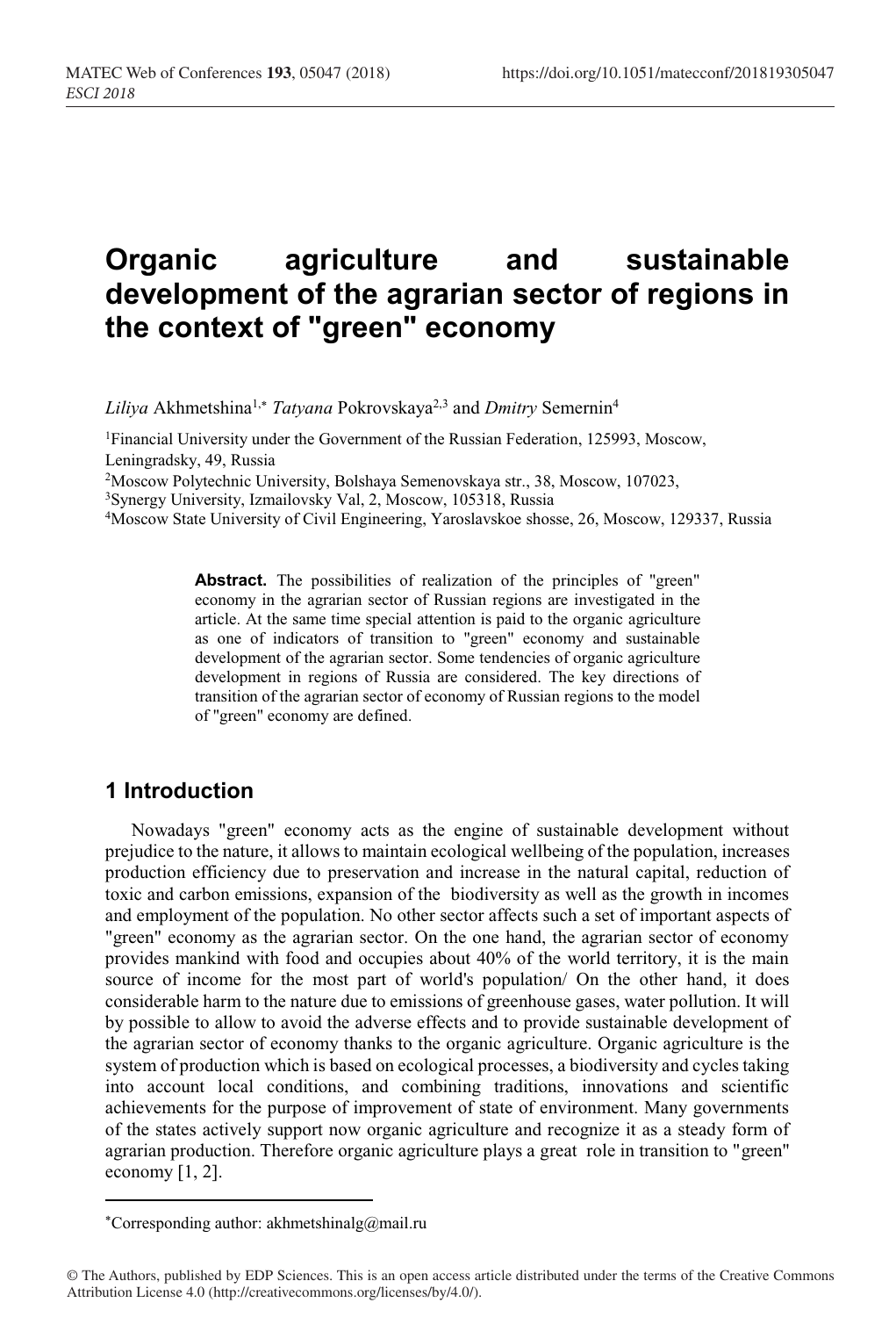# Organic agriculture and sustainable development of the agrarian sector of regions in the context of "green" economy

*Liliya* Akhmetshina[1,*] *Tatyana* Pokrovskaya[2,3] and *Dmitry* Semernin[4]

[1]Financial University under the Government of the Russian Federation, 125993, Moscow, Leningradsky, 49, Russia

[2]Moscow Polytechnic University, Bolshaya Semenovskaya str., 38, Moscow, 107023,

[3]Synergy University, Izmailovsky Val, 2, Moscow, 105318, Russia

[4]Moscow State University of Civil Engineering, Yaroslavskoe shosse, 26, Moscow, 129337, Russia

**Abstract.** The possibilities of realization of the principles of "green" economy in the agrarian sector of Russian regions are investigated in the article. At the same time special attention is paid to the organic agriculture as one of indicators of transition to "green" economy and sustainable development of the agrarian sector. Some tendencies of organic agriculture development in regions of Russia are considered. The key directions of transition of the agrarian sector of economy of Russian regions to the model of "green" economy are defined.

## 1 Introduction

Nowadays "green" economy acts as the engine of sustainable development without prejudice to the nature, it allows to maintain ecological wellbeing of the population, increases production efficiency due to preservation and increase in the natural capital, reduction of toxic and carbon emissions, expansion of the biodiversity as well as the growth in incomes and employment of the population. No other sector affects such a set of important aspects of "green" economy as the agrarian sector. On the one hand, the agrarian sector of economy provides mankind with food and occupies about 40% of the world territory, it is the main source of income for the most part of world's population/ On the other hand, it does considerable harm to the nature due to emissions of greenhouse gases, water pollution. It will by possible to allow to avoid the adverse effects and to provide sustainable development of the agrarian sector of economy thanks to the organic agriculture. Organic agriculture is the system of production which is based on ecological processes, a biodiversity and cycles taking into account local conditions, and combining traditions, innovations and scientific achievements for the purpose of improvement of state of environment. Many governments of the states actively support now organic agriculture and recognize it as a steady form of agrarian production. Therefore organic agriculture plays a great role in transition to "green" economy [1, 2].

*Corresponding author: akhmetshinalg@mail.ru

© The Authors, published by EDP Sciences. This is an open access article distributed under the terms of the Creative Commons Attribution License 4.0 (http://creativecommons.org/licenses/by/4.0/).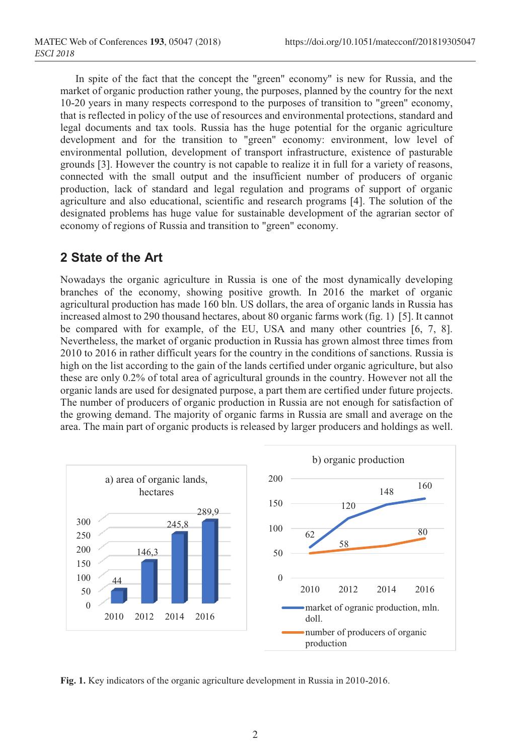In spite of the fact that the concept the "green" economy" is new for Russia, and the market of organic production rather young, the purposes, planned by the country for the next 10-20 years in many respects correspond to the purposes of transition to "green" economy, that is reflected in policy of the use of resources and environmental protections, standard and legal documents and tax tools. Russia has the huge potential for the organic agriculture development and for the transition to "green" economy: environment, low level of environmental pollution, development of transport infrastructure, existence of pasturable grounds [3]. However the country is not capable to realize it in full for a variety of reasons, connected with the small output and the insufficient number of producers of organic production, lack of standard and legal regulation and programs of support of organic agriculture and also educational, scientific and research programs [4]. The solution of the designated problems has huge value for sustainable development of the agrarian sector of economy of regions of Russia and transition to "green" economy.

## 2 State of the Art

Nowadays the organic agriculture in Russia is one of the most dynamically developing branches of the economy, showing positive growth. In 2016 the market of organic agricultural production has made 160 bln. US dollars, the area of organic lands in Russia has increased almost to 290 thousand hectares, about 80 organic farms work (fig. 1) [5]. It cannot be compared with for example, of the EU, USA and many other countries [6, 7, 8]. Nevertheless, the market of organic production in Russia has grown almost three times from 2010 to 2016 in rather difficult years for the country in the conditions of sanctions. Russia is high on the list according to the gain of the lands certified under organic agriculture, but also these are only 0.2% of total area of agricultural grounds in the country. However not all the organic lands are used for designated purpose, a part them are certified under future projects. The number of producers of organic production in Russia are not enough for satisfaction of the growing demand. The majority of organic farms in Russia are small and average on the area. The main part of organic products is released by larger producers and holdings as well.

a) area of organic lands, hectares

| Year | Area |
|---|---|
| 2010 | 44 |
| 2012 | 146,3 |
| 2014 | 245,8 |
| 2016 | 289,9 |

b) organic production

| Year | market of ogranic production, mln. doll. | number of producers of organic production |
|---|---|---|
| 2010 | 62 | |
| 2012 | 120 | 58 |
| 2014 | 148 | |
| 2016 | 160 | 80 |

**Fig. 1.** Key indicators of the organic agriculture development in Russia in 2010-2016.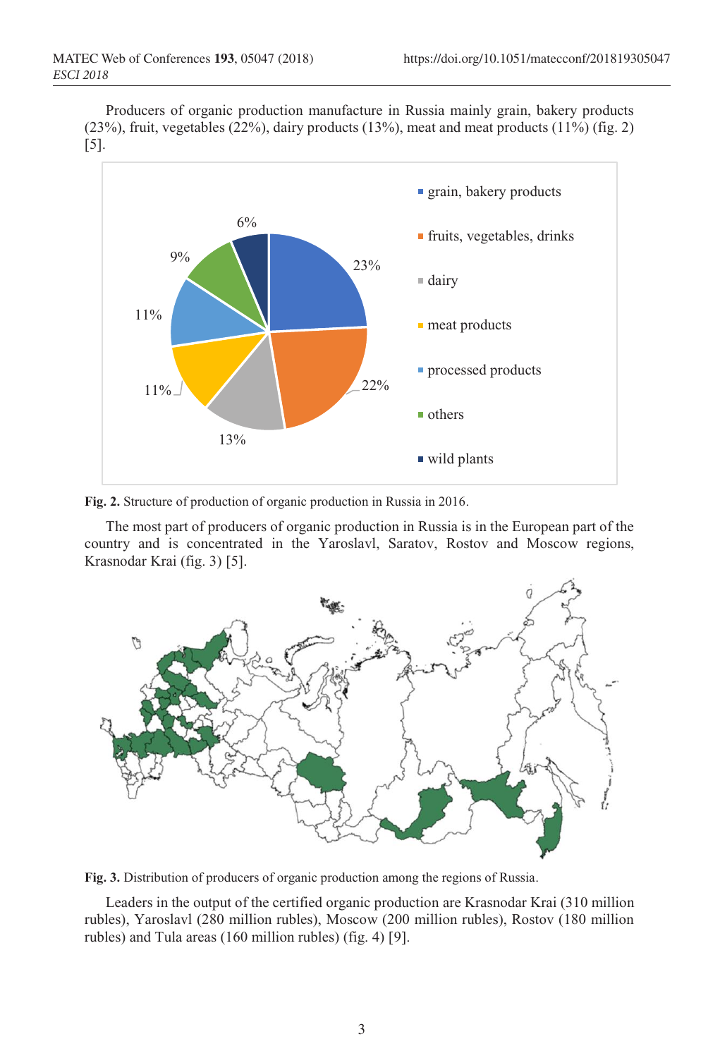Producers of organic production manufacture in Russia mainly grain, bakery products (23%), fruit, vegetables (22%), dairy products (13%), meat and meat products (11%) (fig. 2) [5].

**Fig. 2.** Structure of production of organic production in Russia in 2016.

The most part of producers of organic production in Russia is in the European part of the country and is concentrated in the Yaroslavl, Saratov, Rostov and Moscow regions, Krasnodar Krai (fig. 3) [5].

**Fig. 3.** Distribution of producers of organic production among the regions of Russia.

Leaders in the output of the certified organic production are Krasnodar Krai (310 million rubles), Yaroslavl (280 million rubles), Moscow (200 million rubles), Rostov (180 million rubles) and Tula areas (160 million rubles) (fig. 4) [9].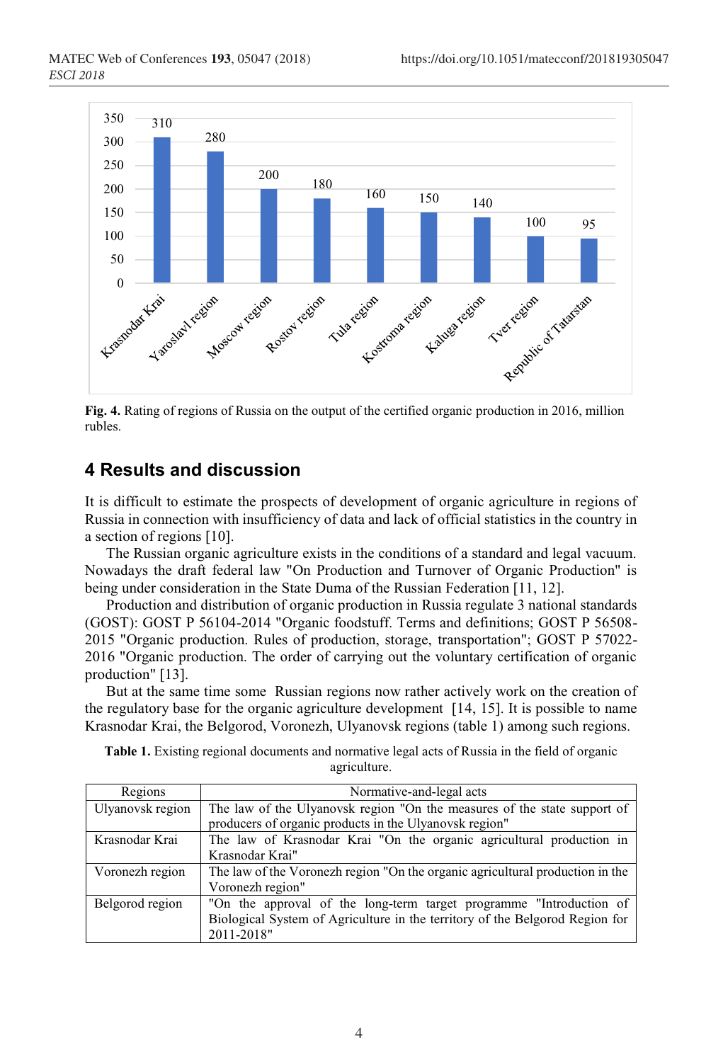**Fig. 4.** Rating of regions of Russia on the output of the certified organic production in 2016, million rubles.

## 4 Results and discussion

It is difficult to estimate the prospects of development of organic agriculture in regions of Russia in connection with insufficiency of data and lack of official statistics in the country in a section of regions [10].

The Russian organic agriculture exists in the conditions of a standard and legal vacuum. Nowadays the draft federal law "On Production and Turnover of Organic Production" is being under consideration in the State Duma of the Russian Federation [11, 12].

Production and distribution of organic production in Russia regulate 3 national standards (GOST): GOST P 56104-2014 "Organic foodstuff. Terms and definitions; GOST P 56508-2015 "Organic production. Rules of production, storage, transportation"; GOST P 57022-2016 "Organic production. The order of carrying out the voluntary certification of organic production" [13].

But at the same time some Russian regions now rather actively work on the creation of the regulatory base for the organic agriculture development [14, 15]. It is possible to name Krasnodar Krai, the Belgorod, Voronezh, Ulyanovsk regions (table 1) among such regions.

**Table 1.** Existing regional documents and normative legal acts of Russia in the field of organic agriculture.

| Regions | Normative-and-legal acts |
|---|---|
| Ulyanovsk region | The law of the Ulyanovsk region "On the measures of the state support of producers of organic products in the Ulyanovsk region" |
| Krasnodar Krai | The law of Krasnodar Krai "On the organic agricultural production in Krasnodar Krai" |
| Voronezh region | The law of the Voronezh region "On the organic agricultural production in the Voronezh region" |
| Belgorod region | "On the approval of the long-term target programme "Introduction of Biological System of Agriculture in the territory of the Belgorod Region for 2011-2018" |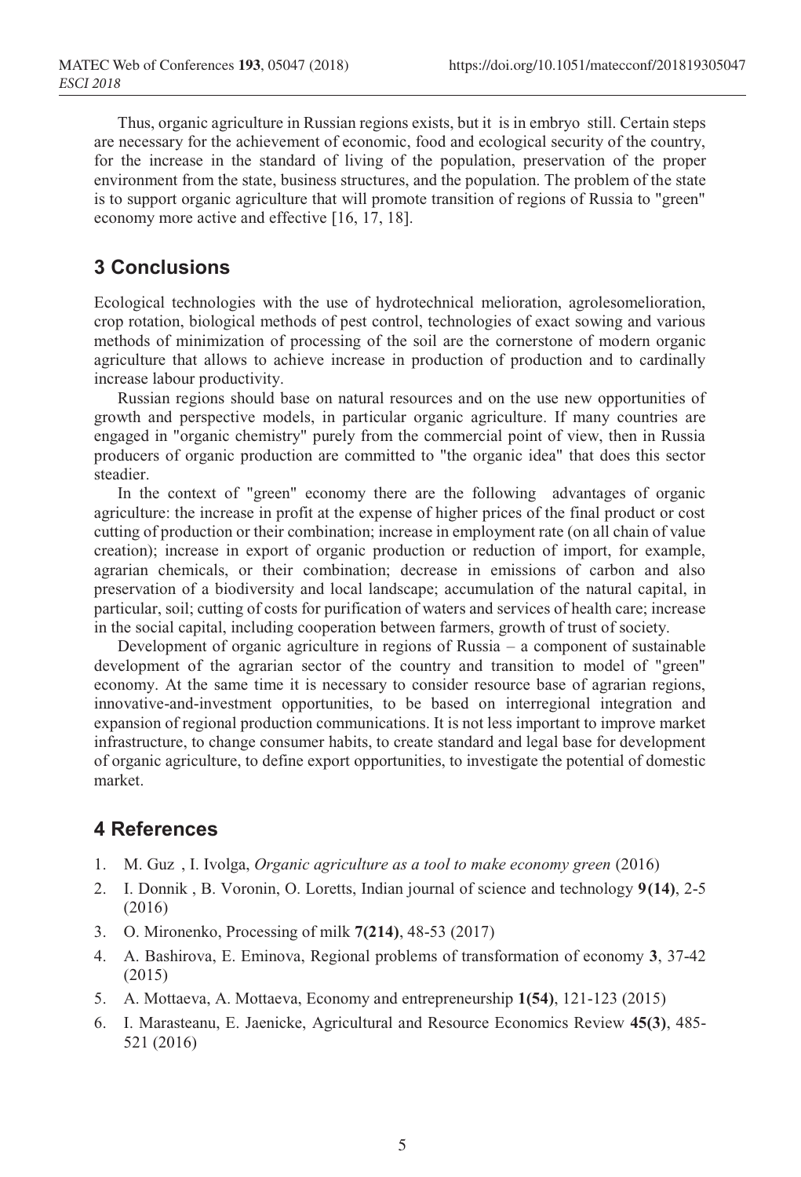Thus, organic agriculture in Russian regions exists, but it is in embryo still. Certain steps are necessary for the achievement of economic, food and ecological security of the country, for the increase in the standard of living of the population, preservation of the proper environment from the state, business structures, and the population. The problem of the state is to support organic agriculture that will promote transition of regions of Russia to "green" economy more active and effective [16, 17, 18].

## 3 Conclusions

Ecological technologies with the use of hydrotechnical melioration, agrolesomelioration, crop rotation, biological methods of pest control, technologies of exact sowing and various methods of minimization of processing of the soil are the cornerstone of modern organic agriculture that allows to achieve increase in production of production and to cardinally increase labour productivity.

Russian regions should base on natural resources and on the use new opportunities of growth and perspective models, in particular organic agriculture. If many countries are engaged in "organic chemistry" purely from the commercial point of view, then in Russia producers of organic production are committed to "the organic idea" that does this sector steadier.

In the context of "green" economy there are the following advantages of organic agriculture: the increase in profit at the expense of higher prices of the final product or cost cutting of production or their combination; increase in employment rate (on all chain of value creation); increase in export of organic production or reduction of import, for example, agrarian chemicals, or their combination; decrease in emissions of carbon and also preservation of a biodiversity and local landscape; accumulation of the natural capital, in particular, soil; cutting of costs for purification of waters and services of health care; increase in the social capital, including cooperation between farmers, growth of trust of society.

Development of organic agriculture in regions of Russia – a component of sustainable development of the agrarian sector of the country and transition to model of "green" economy. At the same time it is necessary to consider resource base of agrarian regions, innovative-and-investment opportunities, to be based on interregional integration and expansion of regional production communications. It is not less important to improve market infrastructure, to change consumer habits, to create standard and legal base for development of organic agriculture, to define export opportunities, to investigate the potential of domestic market.

## 4 References

1. M. Guz , I. Ivolga, *Organic agriculture as a tool to make economy green* (2016)
2. I. Donnik , B. Voronin, O. Loretts, Indian journal of science and technology **9(14)**, 2-5 (2016)
3. O. Mironenko, Processing of milk **7(214)**, 48-53 (2017)
4. A. Bashirova, E. Eminova, Regional problems of transformation of economy **3**, 37-42 (2015)
5. A. Mottaeva, A. Mottaeva, Economy and entrepreneurship **1(54)**, 121-123 (2015)
6. I. Marasteanu, E. Jaenicke, Agricultural and Resource Economics Review **45(3)**, 485-521 (2016)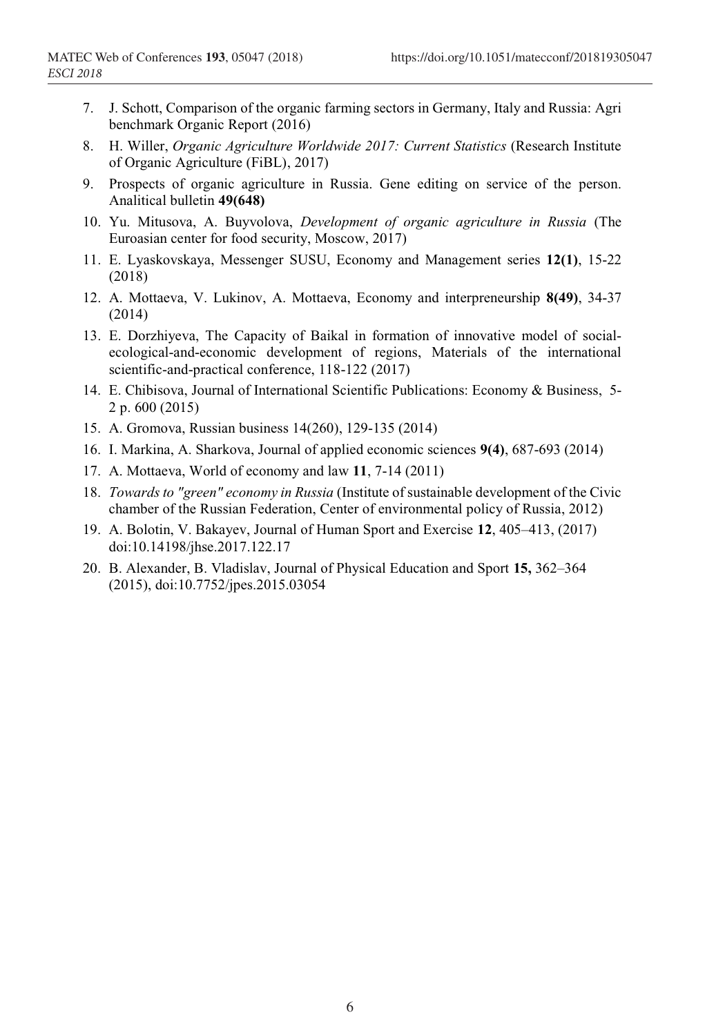7. J. Schott, Comparison of the organic farming sectors in Germany, Italy and Russia: Agri benchmark Organic Report (2016)
8. H. Willer, *Organic Agriculture Worldwide 2017: Current Statistics* (Research Institute of Organic Agriculture (FiBL), 2017)
9. Prospects of organic agriculture in Russia. Gene editing on service of the person. Analitical bulletin **49(648)**
10. Yu. Mitusova, A. Buyvolova, *Development of organic agriculture in Russia* (The Euroasian center for food security, Moscow, 2017)
11. E. Lyaskovskaya, Messenger SUSU, Economy and Management series **12(1)**, 15-22 (2018)
12. A. Mottaeva, V. Lukinov, A. Mottaeva, Economy and interpreneurship **8(49)**, 34-37 (2014)
13. E. Dorzhiyeva, The Capacity of Baikal in formation of innovative model of social-ecological-and-economic development of regions, Materials of the international scientific-and-practical conference, 118-122 (2017)
14. E. Chibisova, Journal of International Scientific Publications: Economy & Business, 5-2 p. 600 (2015)
15. A. Gromova, Russian business 14(260), 129-135 (2014)
16. I. Markina, A. Sharkova, Journal of applied economic sciences **9(4)**, 687-693 (2014)
17. A. Mottaeva, World of economy and law **11**, 7-14 (2011)
18. *Towards to "green" economy in Russia* (Institute of sustainable development of the Civic chamber of the Russian Federation, Center of environmental policy of Russia, 2012)
19. A. Bolotin, V. Bakayev, Journal of Human Sport and Exercise **12**, 405–413, (2017) doi:10.14198/jhse.2017.122.17
20. B. Alexander, B. Vladislav, Journal of Physical Education and Sport **15,** 362–364 (2015), doi:10.7752/jpes.2015.03054